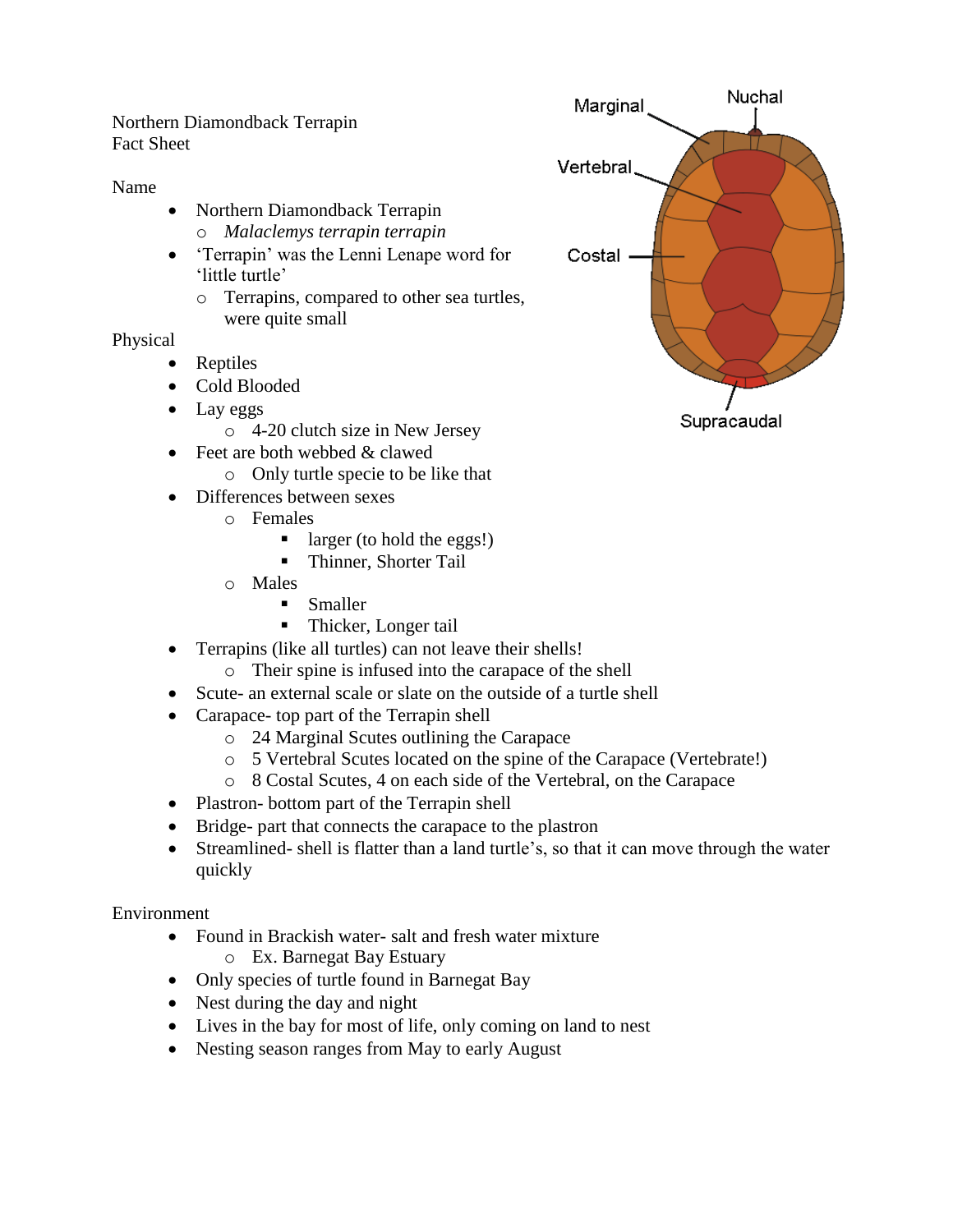Northern Diamondback Terrapin
Fact Sheet

Name

- Northern Diamondback Terrapin
  - *Malaclemys terrapin terrapin*
- 'Terrapin' was the Lenni Lenape word for 'little turtle'
  - Terrapins, compared to other sea turtles, were quite small

Physical

- Reptiles
- Cold Blooded
- Lay eggs
  - 4-20 clutch size in New Jersey
- Feet are both webbed & clawed
  - Only turtle specie to be like that
- Differences between sexes
  - Females
    - larger (to hold the eggs!)
    - Thinner, Shorter Tail
  - Males
    - Smaller
    - Thicker, Longer tail
- Terrapins (like all turtles) can not leave their shells!
  - Their spine is infused into the carapace of the shell
- Scute- an external scale or slate on the outside of a turtle shell
- Carapace- top part of the Terrapin shell
  - 24 Marginal Scutes outlining the Carapace
  - 5 Vertebral Scutes located on the spine of the Carapace (Vertebrate!)
  - 8 Costal Scutes, 4 on each side of the Vertebral, on the Carapace
- Plastron- bottom part of the Terrapin shell
- Bridge- part that connects the carapace to the plastron
- Streamlined- shell is flatter than a land turtle's, so that it can move through the water quickly

Environment

- Found in Brackish water- salt and fresh water mixture
  - Ex. Barnegat Bay Estuary
- Only species of turtle found in Barnegat Bay
- Nest during the day and night
- Lives in the bay for most of life, only coming on land to nest
- Nesting season ranges from May to early August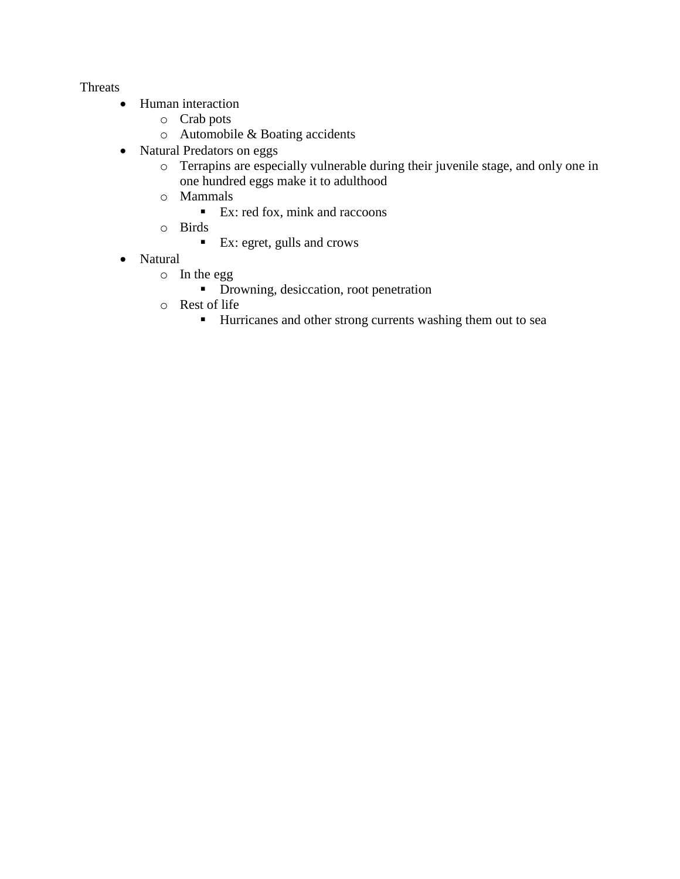Threats

- Human interaction
  - Crab pots
  - Automobile & Boating accidents
- Natural Predators on eggs
  - Terrapins are especially vulnerable during their juvenile stage, and only one in one hundred eggs make it to adulthood
  - Mammals
    - Ex: red fox, mink and raccoons
  - Birds
    - Ex: egret, gulls and crows
- Natural
  - In the egg
    - Drowning, desiccation, root penetration
  - Rest of life
    - Hurricanes and other strong currents washing them out to sea